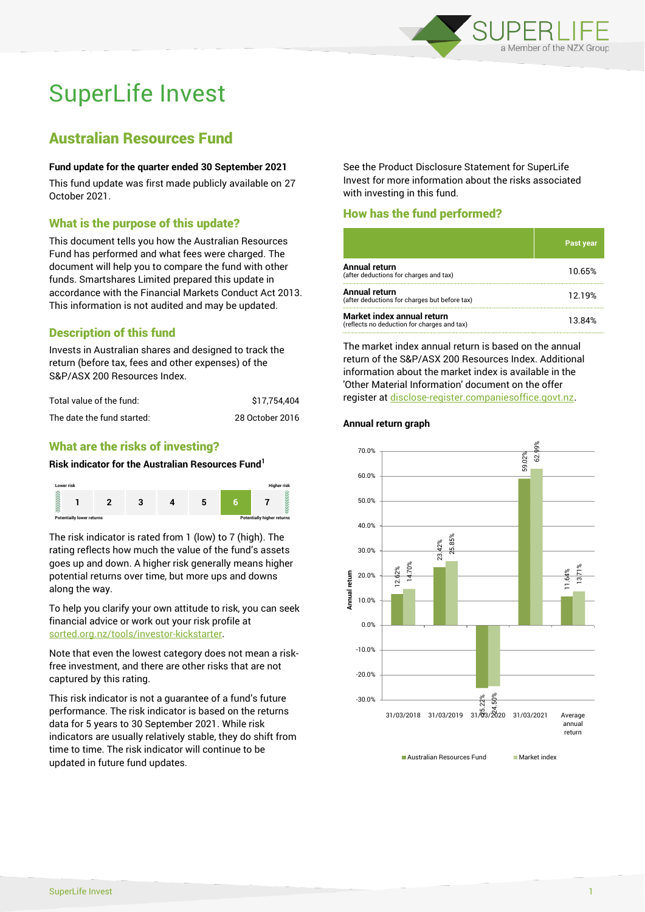# SuperLife Invest

## Australian Resources Fund

**Fund update for the quarter ended 30 September 2021**

This fund update was first made publicly available on 27 October 2021.

### What is the purpose of this update?

This document tells you how the Australian Resources Fund has performed and what fees were charged. The document will help you to compare the fund with other funds. Smartshares Limited prepared this update in accordance with the Financial Markets Conduct Act 2013. This information is not audited and may be updated.

### Description of this fund

Invests in Australian shares and designed to track the return (before tax, fees and other expenses) of the S&P/ASX 200 Resources Index.

| | |
|---|---|
| Total value of the fund: | $17,754,404 |
| The date the fund started: | 28 October 2016 |

### What are the risks of investing?

**Risk indicator for the Australian Resources Fund[1]**

| Lower risk | | | | | | Higher risk |
|---|---|---|---|---|---|---|
| 1 | 2 | 3 | 4 | 5 | **6** | 7 |
| Potentially lower returns | | | | | | Potentially higher returns |

The risk indicator is rated from 1 (low) to 7 (high). The rating reflects how much the value of the fund's assets goes up and down. A higher risk generally means higher potential returns over time, but more ups and downs along the way.

To help you clarify your own attitude to risk, you can seek financial advice or work out your risk profile at sorted.org.nz/tools/investor-kickstarter.

Note that even the lowest category does not mean a risk-free investment, and there are other risks that are not captured by this rating.

This risk indicator is not a guarantee of a fund's future performance. The risk indicator is based on the returns data for 5 years to 30 September 2021. While risk indicators are usually relatively stable, they do shift from time to time. The risk indicator will continue to be updated in future fund updates.

See the Product Disclosure Statement for SuperLife Invest for more information about the risks associated with investing in this fund.

### How has the fund performed?

| | Past year |
|---|---|
| **Annual return** (after deductions for charges and tax) | 10.65% |
| **Annual return** (after deductions for charges but before tax) | 12.19% |
| **Market index annual return** (reflects no deduction for charges and tax) | 13.84% |

The market index annual return is based on the annual return of the S&P/ASX 200 Resources Index. Additional information about the market index is available in the 'Other Material Information' document on the offer register at disclose-register.companiesoffice.govt.nz.

**Annual return graph**

| | Australian Resources Fund | Market index |
|---|---|---|
| 31/03/2018 | 12.62% | 14.70% |
| 31/03/2019 | 23.42% | 25.85% |
| 31/03/2020 | -25.22% | -24.50% |
| 31/03/2021 | 59.02% | 62.99% |
| Average annual return | 11.64% | 13.71% |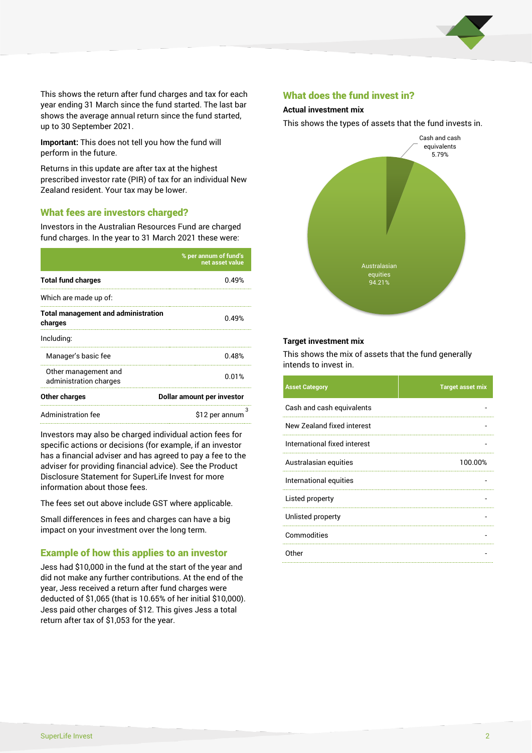This shows the return after fund charges and tax for each year ending 31 March since the fund started. The last bar shows the average annual return since the fund started, up to 30 September 2021.

**Important:** This does not tell you how the fund will perform in the future.

Returns in this update are after tax at the highest prescribed investor rate (PIR) of tax for an individual New Zealand resident. Your tax may be lower.

## What fees are investors charged?

Investors in the Australian Resources Fund are charged fund charges. In the year to 31 March 2021 these were:

| | % per annum of fund's net asset value |
|---|---|
| **Total fund charges** | 0.49% |
| Which are made up of: | |
| **Total management and administration charges** | 0.49% |
| Including: | |
| Manager's basic fee | 0.48% |
| Other management and administration charges | 0.01% |
| **Other charges** | **Dollar amount per investor** |
| Administration fee | $12 per annum[3] |

Investors may also be charged individual action fees for specific actions or decisions (for example, if an investor has a financial adviser and has agreed to pay a fee to the adviser for providing financial advice). See the Product Disclosure Statement for SuperLife Invest for more information about those fees.

The fees set out above include GST where applicable.

Small differences in fees and charges can have a big impact on your investment over the long term.

## Example of how this applies to an investor

Jess had $10,000 in the fund at the start of the year and did not make any further contributions. At the end of the year, Jess received a return after fund charges were deducted of $1,065 (that is 10.65% of her initial $10,000). Jess paid other charges of $12. This gives Jess a total return after tax of $1,053 for the year.

## What does the fund invest in?

### Actual investment mix

This shows the types of assets that the fund invests in.

Cash and cash equivalents 5.79%

Australasian equities 94.21%

### Target investment mix

This shows the mix of assets that the fund generally intends to invest in.

| Asset Category | Target asset mix |
|---|---|
| Cash and cash equivalents | - |
| New Zealand fixed interest | - |
| International fixed interest | - |
| Australasian equities | 100.00% |
| International equities | - |
| Listed property | - |
| Unlisted property | - |
| Commodities | - |
| Other | - |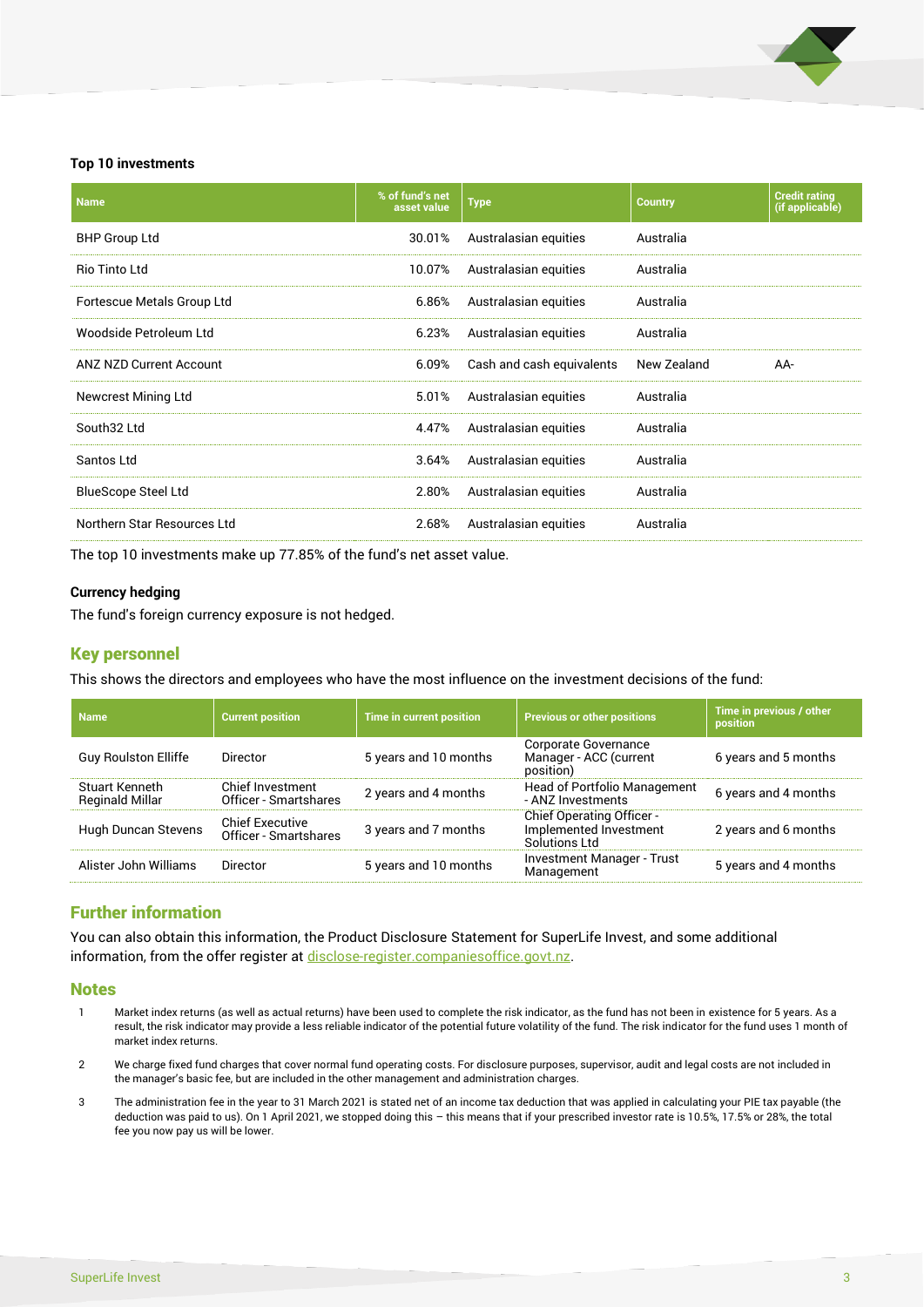**Top 10 investments**

| Name | % of fund's net asset value | Type | Country | Credit rating (if applicable) |
|---|---|---|---|---|
| BHP Group Ltd | 30.01% | Australasian equities | Australia | |
| Rio Tinto Ltd | 10.07% | Australasian equities | Australia | |
| Fortescue Metals Group Ltd | 6.86% | Australasian equities | Australia | |
| Woodside Petroleum Ltd | 6.23% | Australasian equities | Australia | |
| ANZ NZD Current Account | 6.09% | Cash and cash equivalents | New Zealand | AA- |
| Newcrest Mining Ltd | 5.01% | Australasian equities | Australia | |
| South32 Ltd | 4.47% | Australasian equities | Australia | |
| Santos Ltd | 3.64% | Australasian equities | Australia | |
| BlueScope Steel Ltd | 2.80% | Australasian equities | Australia | |
| Northern Star Resources Ltd | 2.68% | Australasian equities | Australia | |

The top 10 investments make up 77.85% of the fund's net asset value.

**Currency hedging**

The fund's foreign currency exposure is not hedged.

## Key personnel

This shows the directors and employees who have the most influence on the investment decisions of the fund:

| Name | Current position | Time in current position | Previous or other positions | Time in previous / other position |
|---|---|---|---|---|
| Guy Roulston Elliffe | Director | 5 years and 10 months | Corporate Governance Manager - ACC (current position) | 6 years and 5 months |
| Stuart Kenneth Reginald Millar | Chief Investment Officer - Smartshares | 2 years and 4 months | Head of Portfolio Management - ANZ Investments | 6 years and 4 months |
| Hugh Duncan Stevens | Chief Executive Officer - Smartshares | 3 years and 7 months | Chief Operating Officer - Implemented Investment Solutions Ltd | 2 years and 6 months |
| Alister John Williams | Director | 5 years and 10 months | Investment Manager - Trust Management | 5 years and 4 months |

## Further information

You can also obtain this information, the Product Disclosure Statement for SuperLife Invest, and some additional information, from the offer register at disclose-register.companiesoffice.govt.nz.

## Notes

1. Market index returns (as well as actual returns) have been used to complete the risk indicator, as the fund has not been in existence for 5 years. As a result, the risk indicator may provide a less reliable indicator of the potential future volatility of the fund. The risk indicator for the fund uses 1 month of market index returns.
2. We charge fixed fund charges that cover normal fund operating costs. For disclosure purposes, supervisor, audit and legal costs are not included in the manager's basic fee, but are included in the other management and administration charges.
3. The administration fee in the year to 31 March 2021 is stated net of an income tax deduction that was applied in calculating your PIE tax payable (the deduction was paid to us). On 1 April 2021, we stopped doing this – this means that if your prescribed investor rate is 10.5%, 17.5% or 28%, the total fee you now pay us will be lower.